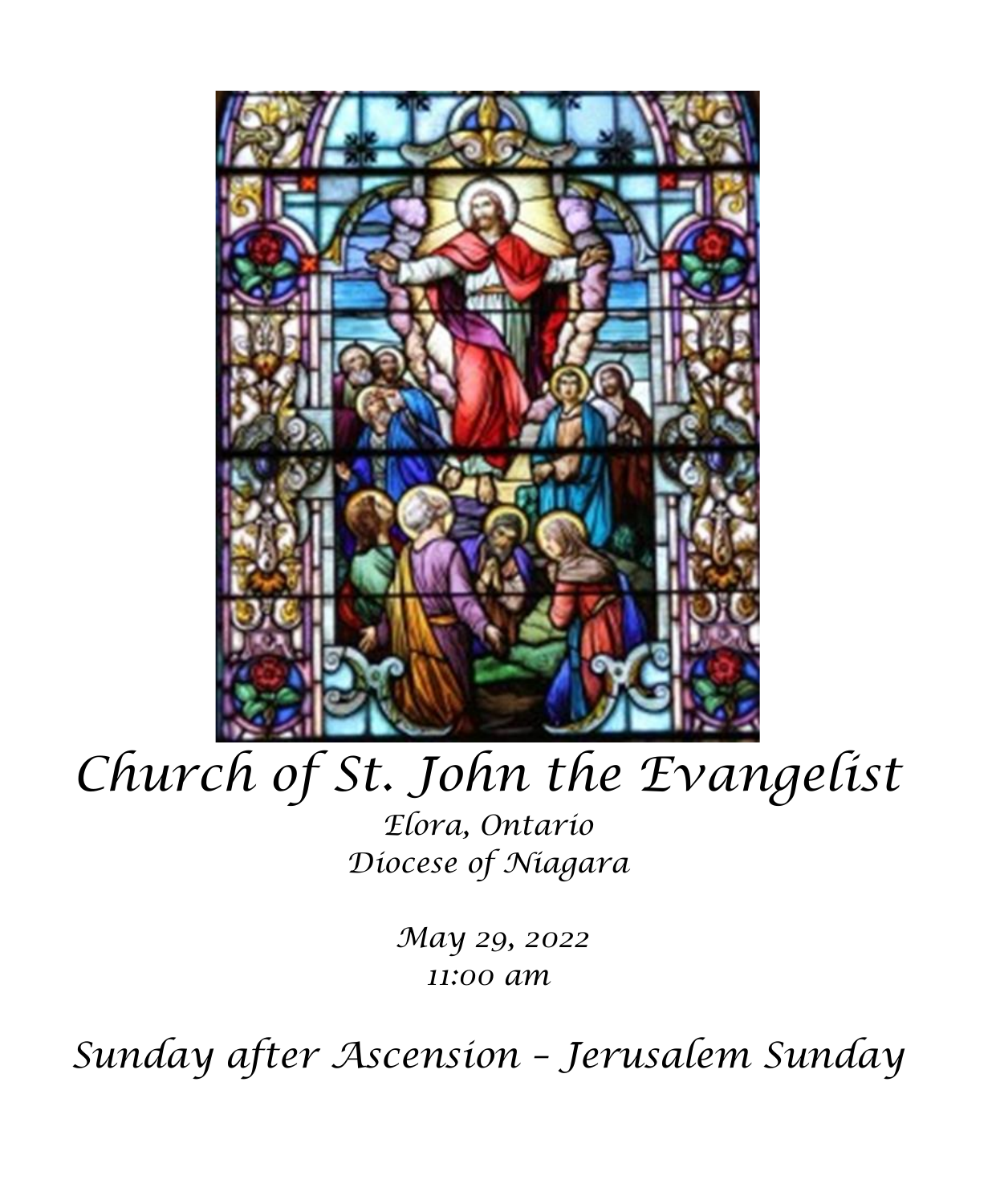# Church of St. John the Evangelist

*Elora, Ontario*
*Diocese of Niagara*

*May 29, 2022*
*11:00 am*

## Sunday after Ascension – Jerusalem Sunday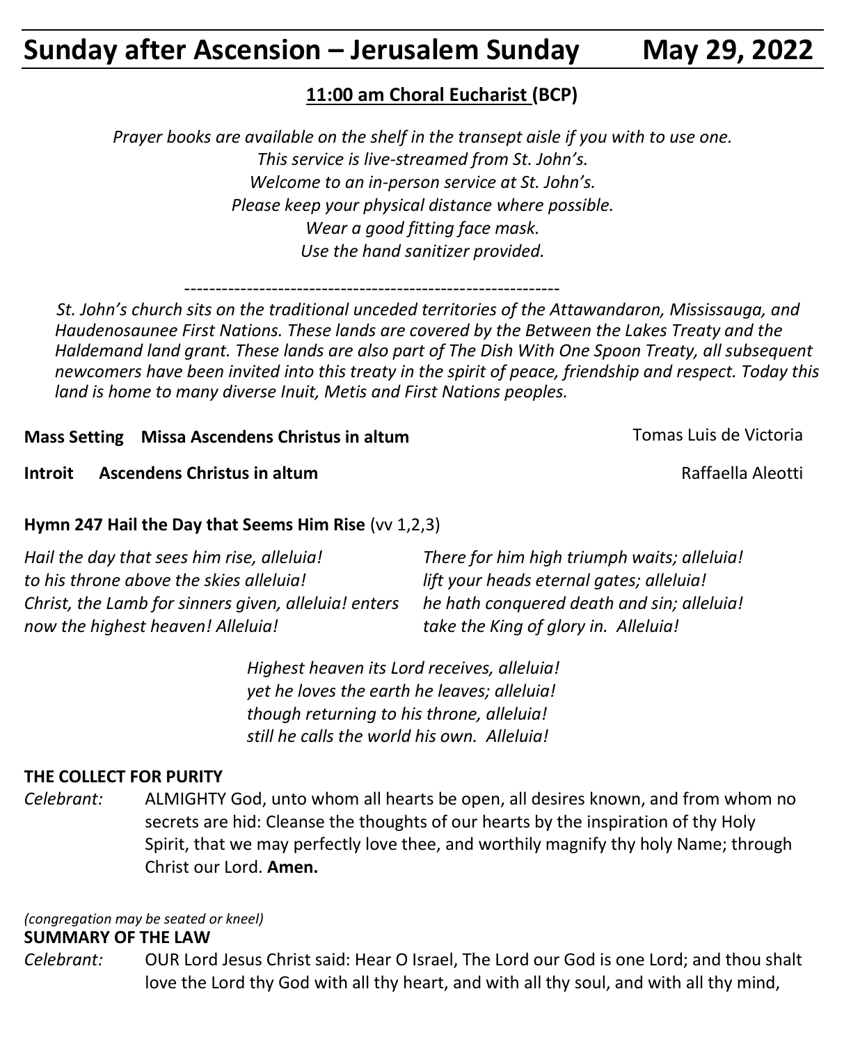# Sunday after Ascension – Jerusalem Sunday May 29, 2022

**11:00 am Choral Eucharist (BCP)**

*Prayer books are available on the shelf in the transept aisle if you with to use one.*
*This service is live-streamed from St. John's.*
*Welcome to an in-person service at St. John's.*
*Please keep your physical distance where possible.*
*Wear a good fitting face mask.*
*Use the hand sanitizer provided.*

-------------------------------------------------------------

*St. John's church sits on the traditional unceded territories of the Attawandaron, Mississauga, and Haudenosaunee First Nations. These lands are covered by the Between the Lakes Treaty and the Haldemand land grant. These lands are also part of The Dish With One Spoon Treaty, all subsequent newcomers have been invited into this treaty in the spirit of peace, friendship and respect. Today this land is home to many diverse Inuit, Metis and First Nations peoples.*

**Mass Setting Missa Ascendens Christus in altum** Tomas Luis de Victoria

**Introit Ascendens Christus in altum** Raffaella Aleotti

**Hymn 247 Hail the Day that Seems Him Rise** (vv 1,2,3)

*Hail the day that sees him rise, alleluia!*
*to his throne above the skies alleluia!*
*Christ, the Lamb for sinners given, alleluia! enters now the highest heaven! Alleluia!*

*There for him high triumph waits; alleluia!*
*lift your heads eternal gates; alleluia!*
*he hath conquered death and sin; alleluia!*
*take the King of glory in. Alleluia!*

*Highest heaven its Lord receives, alleluia!*
*yet he loves the earth he leaves; alleluia!*
*though returning to his throne, alleluia!*
*still he calls the world his own. Alleluia!*

**THE COLLECT FOR PURITY**

*Celebrant:* ALMIGHTY God, unto whom all hearts be open, all desires known, and from whom no secrets are hid: Cleanse the thoughts of our hearts by the inspiration of thy Holy Spirit, that we may perfectly love thee, and worthily magnify thy holy Name; through Christ our Lord. **Amen.**

*(congregation may be seated or kneel)*

**SUMMARY OF THE LAW**

*Celebrant:* OUR Lord Jesus Christ said: Hear O Israel, The Lord our God is one Lord; and thou shalt love the Lord thy God with all thy heart, and with all thy soul, and with all thy mind,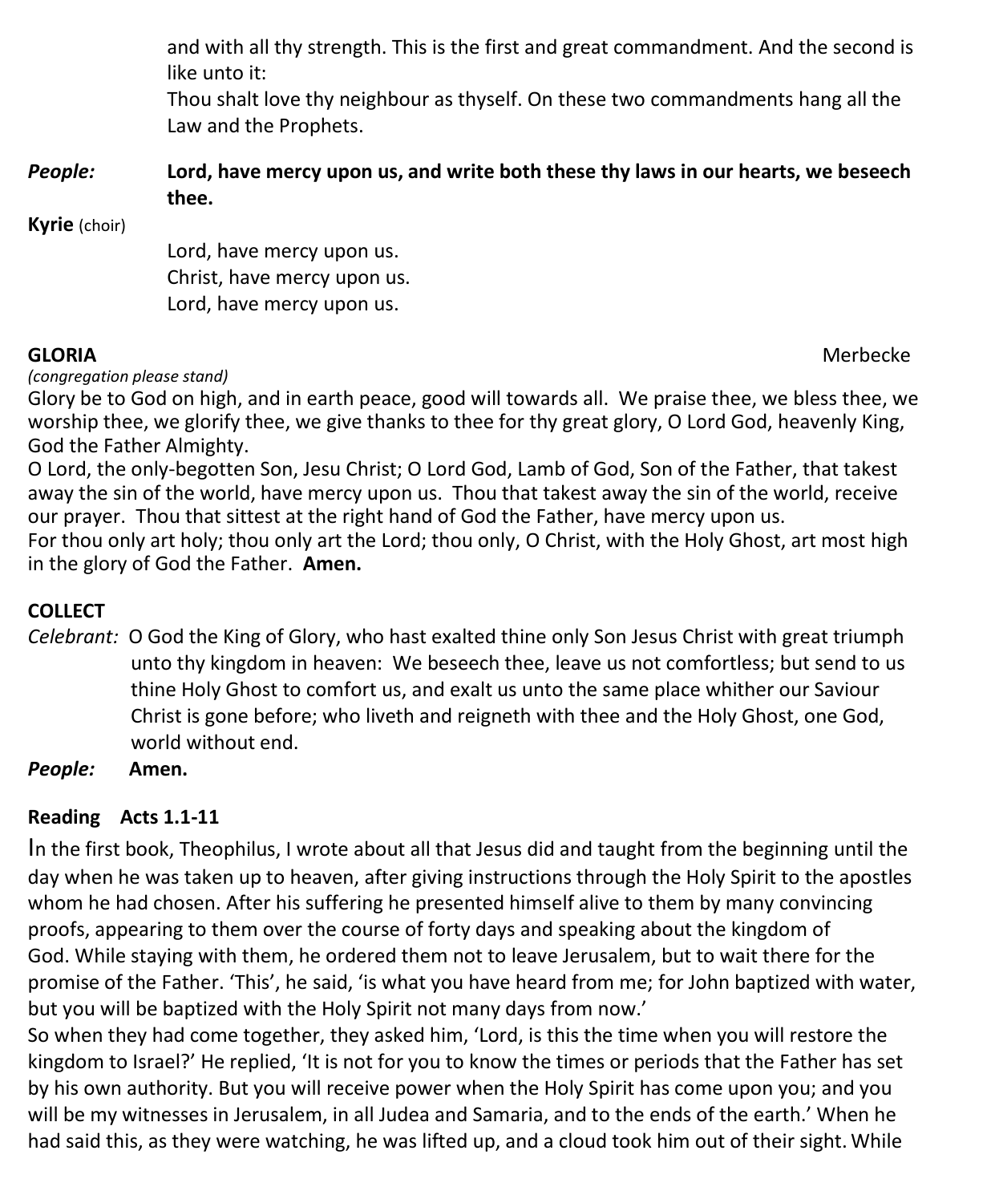and with all thy strength. This is the first and great commandment. And the second is like unto it:
Thou shalt love thy neighbour as thyself. On these two commandments hang all the Law and the Prophets.

*People:* **Lord, have mercy upon us, and write both these thy laws in our hearts, we beseech thee.**

**Kyrie** (choir)

Lord, have mercy upon us.
Christ, have mercy upon us.
Lord, have mercy upon us.

**GLORIA** Merbecke

*(congregation please stand)*

Glory be to God on high, and in earth peace, good will towards all. We praise thee, we bless thee, we worship thee, we glorify thee, we give thanks to thee for thy great glory, O Lord God, heavenly King, God the Father Almighty.
O Lord, the only-begotten Son, Jesu Christ; O Lord God, Lamb of God, Son of the Father, that takest away the sin of the world, have mercy upon us. Thou that takest away the sin of the world, receive our prayer. Thou that sittest at the right hand of God the Father, have mercy upon us.
For thou only art holy; thou only art the Lord; thou only, O Christ, with the Holy Ghost, art most high in the glory of God the Father. **Amen.**

**COLLECT**

*Celebrant:* O God the King of Glory, who hast exalted thine only Son Jesus Christ with great triumph unto thy kingdom in heaven: We beseech thee, leave us not comfortless; but send to us thine Holy Ghost to comfort us, and exalt us unto the same place whither our Saviour Christ is gone before; who liveth and reigneth with thee and the Holy Ghost, one God, world without end.

*People:* **Amen.**

**Reading Acts 1.1-11**

In the first book, Theophilus, I wrote about all that Jesus did and taught from the beginning until the day when he was taken up to heaven, after giving instructions through the Holy Spirit to the apostles whom he had chosen. After his suffering he presented himself alive to them by many convincing proofs, appearing to them over the course of forty days and speaking about the kingdom of God. While staying with them, he ordered them not to leave Jerusalem, but to wait there for the promise of the Father. 'This', he said, 'is what you have heard from me; for John baptized with water, but you will be baptized with the Holy Spirit not many days from now.'
So when they had come together, they asked him, 'Lord, is this the time when you will restore the kingdom to Israel?' He replied, 'It is not for you to know the times or periods that the Father has set by his own authority. But you will receive power when the Holy Spirit has come upon you; and you will be my witnesses in Jerusalem, in all Judea and Samaria, and to the ends of the earth.' When he had said this, as they were watching, he was lifted up, and a cloud took him out of their sight. While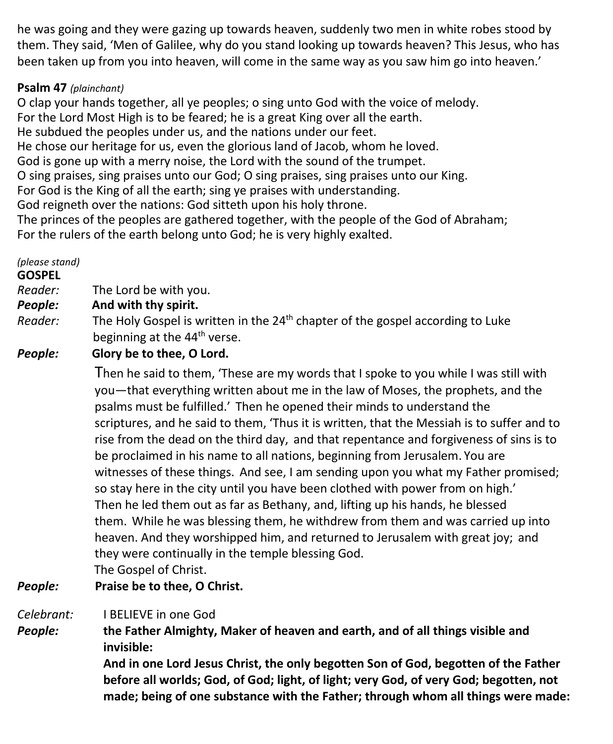he was going and they were gazing up towards heaven, suddenly two men in white robes stood by them. They said, 'Men of Galilee, why do you stand looking up towards heaven? This Jesus, who has been taken up from you into heaven, will come in the same way as you saw him go into heaven.'

**Psalm 47** *(plainchant)*

O clap your hands together, all ye peoples; o sing unto God with the voice of melody.
For the Lord Most High is to be feared; he is a great King over all the earth.
He subdued the peoples under us, and the nations under our feet.
He chose our heritage for us, even the glorious land of Jacob, whom he loved.
God is gone up with a merry noise, the Lord with the sound of the trumpet.
O sing praises, sing praises unto our God; O sing praises, sing praises unto our King.
For God is the King of all the earth; sing ye praises with understanding.
God reigneth over the nations: God sitteth upon his holy throne.
The princes of the peoples are gathered together, with the people of the God of Abraham;
For the rulers of the earth belong unto God; he is very highly exalted.

*(please stand)*

**GOSPEL**

*Reader:* The Lord be with you.

***People:*** **And with thy spirit.**

*Reader:* The Holy Gospel is written in the 24th chapter of the gospel according to Luke beginning at the 44th verse.

***People:*** **Glory be to thee, O Lord.**

Then he said to them, 'These are my words that I spoke to you while I was still with you—that everything written about me in the law of Moses, the prophets, and the psalms must be fulfilled.' Then he opened their minds to understand the scriptures, and he said to them, 'Thus it is written, that the Messiah is to suffer and to rise from the dead on the third day, and that repentance and forgiveness of sins is to be proclaimed in his name to all nations, beginning from Jerusalem. You are witnesses of these things. And see, I am sending upon you what my Father promised; so stay here in the city until you have been clothed with power from on high.'
Then he led them out as far as Bethany, and, lifting up his hands, he blessed them. While he was blessing them, he withdrew from them and was carried up into heaven. And they worshipped him, and returned to Jerusalem with great joy; and they were continually in the temple blessing God.
The Gospel of Christ.

***People:*** **Praise be to thee, O Christ.**

*Celebrant:* I BELIEVE in one God

***People:*** **the Father Almighty, Maker of heaven and earth, and of all things visible and invisible:**
**And in one Lord Jesus Christ, the only begotten Son of God, begotten of the Father before all worlds; God, of God; light, of light; very God, of very God; begotten, not made; being of one substance with the Father; through whom all things were made:**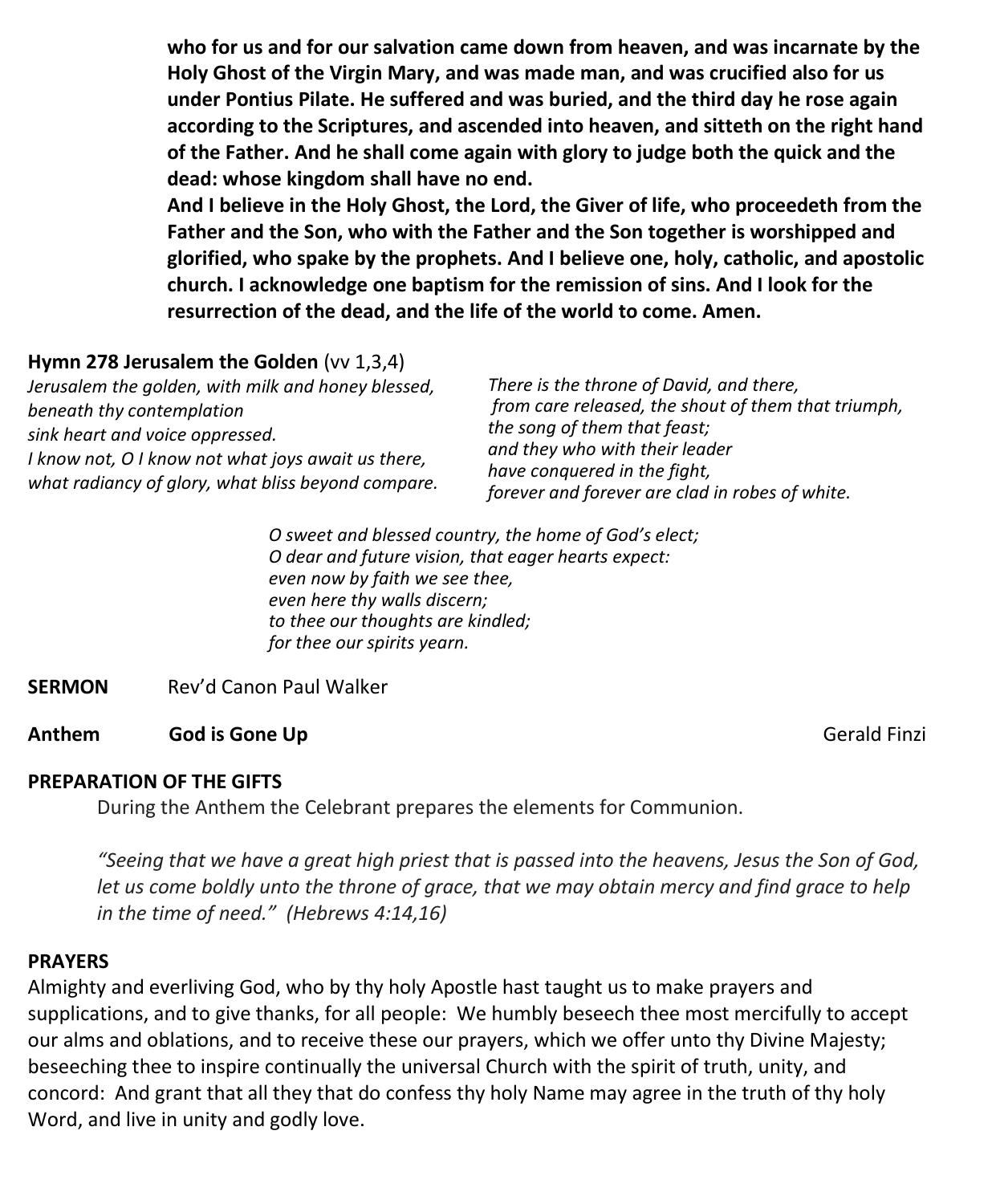**who for us and for our salvation came down from heaven, and was incarnate by the Holy Ghost of the Virgin Mary, and was made man, and was crucified also for us under Pontius Pilate. He suffered and was buried, and the third day he rose again according to the Scriptures, and ascended into heaven, and sitteth on the right hand of the Father. And he shall come again with glory to judge both the quick and the dead: whose kingdom shall have no end.**
**And I believe in the Holy Ghost, the Lord, the Giver of life, who proceedeth from the Father and the Son, who with the Father and the Son together is worshipped and glorified, who spake by the prophets. And I believe one, holy, catholic, and apostolic church. I acknowledge one baptism for the remission of sins. And I look for the resurrection of the dead, and the life of the world to come. Amen.**

**Hymn 278 Jerusalem the Golden** (vv 1,3,4)

*Jerusalem the golden, with milk and honey blessed,*
*beneath thy contemplation*
*sink heart and voice oppressed.*
*I know not, O I know not what joys await us there,*
*what radiancy of glory, what bliss beyond compare.*

*There is the throne of David, and there,*
*from care released, the shout of them that triumph,*
*the song of them that feast;*
*and they who with their leader*
*have conquered in the fight,*
*forever and forever are clad in robes of white.*

*O sweet and blessed country, the home of God's elect;*
*O dear and future vision, that eager hearts expect:*
*even now by faith we see thee,*
*even here thy walls discern;*
*to thee our thoughts are kindled;*
*for thee our spirits yearn.*

**SERMON** Rev'd Canon Paul Walker

**Anthem** **God is Gone Up** Gerald Finzi

**PREPARATION OF THE GIFTS**

During the Anthem the Celebrant prepares the elements for Communion.

*"Seeing that we have a great high priest that is passed into the heavens, Jesus the Son of God, let us come boldly unto the throne of grace, that we may obtain mercy and find grace to help in the time of need." (Hebrews 4:14,16)*

**PRAYERS**

Almighty and everliving God, who by thy holy Apostle hast taught us to make prayers and supplications, and to give thanks, for all people: We humbly beseech thee most mercifully to accept our alms and oblations, and to receive these our prayers, which we offer unto thy Divine Majesty; beseeching thee to inspire continually the universal Church with the spirit of truth, unity, and concord: And grant that all they that do confess thy holy Name may agree in the truth of thy holy Word, and live in unity and godly love.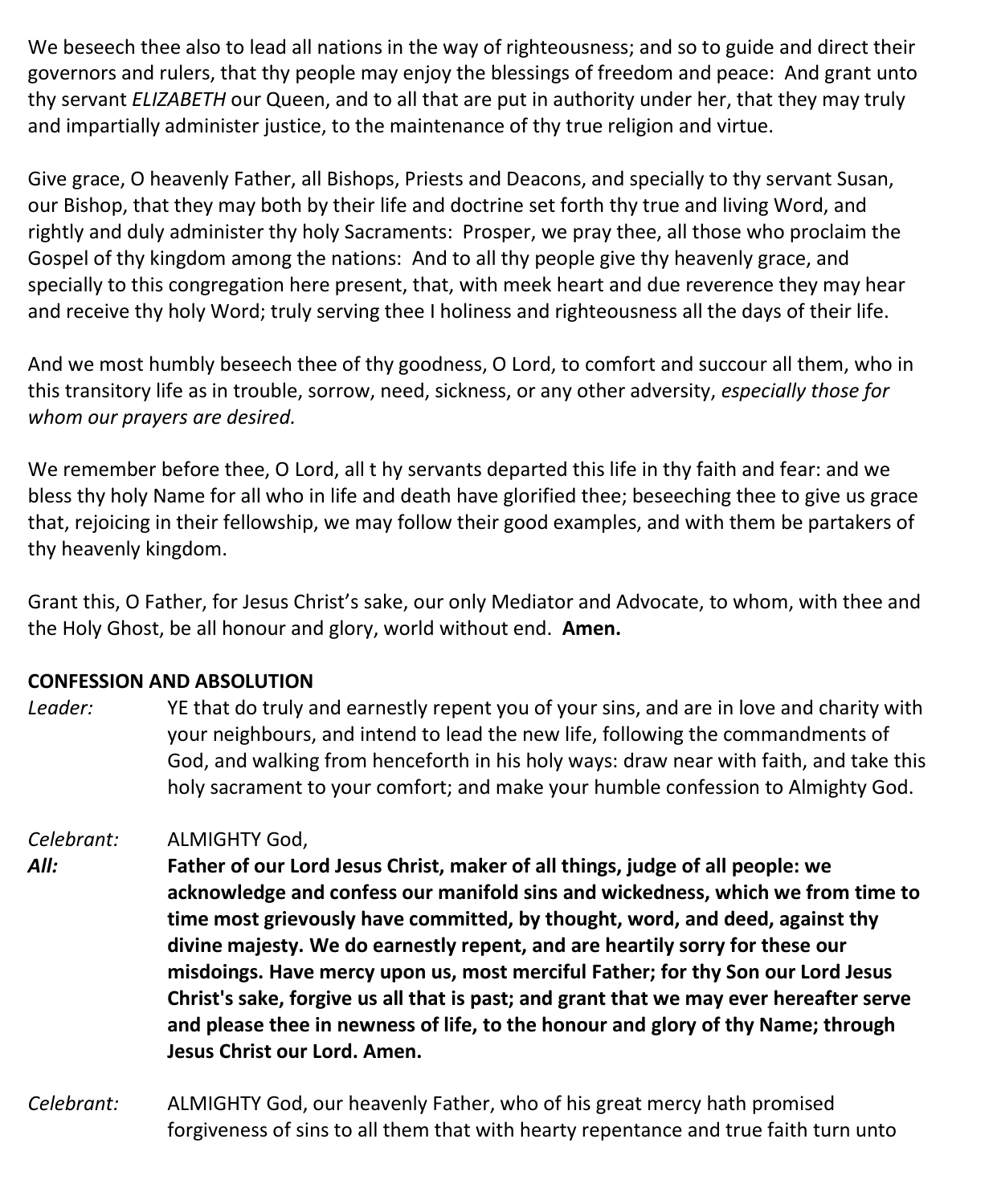We beseech thee also to lead all nations in the way of righteousness; and so to guide and direct their governors and rulers, that thy people may enjoy the blessings of freedom and peace: And grant unto thy servant *ELIZABETH* our Queen, and to all that are put in authority under her, that they may truly and impartially administer justice, to the maintenance of thy true religion and virtue.

Give grace, O heavenly Father, all Bishops, Priests and Deacons, and specially to thy servant Susan, our Bishop, that they may both by their life and doctrine set forth thy true and living Word, and rightly and duly administer thy holy Sacraments: Prosper, we pray thee, all those who proclaim the Gospel of thy kingdom among the nations: And to all thy people give thy heavenly grace, and specially to this congregation here present, that, with meek heart and due reverence they may hear and receive thy holy Word; truly serving thee I holiness and righteousness all the days of their life.

And we most humbly beseech thee of thy goodness, O Lord, to comfort and succour all them, who in this transitory life as in trouble, sorrow, need, sickness, or any other adversity, *especially those for whom our prayers are desired.*

We remember before thee, O Lord, all t hy servants departed this life in thy faith and fear: and we bless thy holy Name for all who in life and death have glorified thee; beseeching thee to give us grace that, rejoicing in their fellowship, we may follow their good examples, and with them be partakers of thy heavenly kingdom.

Grant this, O Father, for Jesus Christ's sake, our only Mediator and Advocate, to whom, with thee and the Holy Ghost, be all honour and glory, world without end. **Amen.**

**CONFESSION AND ABSOLUTION**

*Leader:* YE that do truly and earnestly repent you of your sins, and are in love and charity with your neighbours, and intend to lead the new life, following the commandments of God, and walking from henceforth in his holy ways: draw near with faith, and take this holy sacrament to your comfort; and make your humble confession to Almighty God.

*Celebrant:* ALMIGHTY God,

***All:*** **Father of our Lord Jesus Christ, maker of all things, judge of all people: we acknowledge and confess our manifold sins and wickedness, which we from time to time most grievously have committed, by thought, word, and deed, against thy divine majesty. We do earnestly repent, and are heartily sorry for these our misdoings. Have mercy upon us, most merciful Father; for thy Son our Lord Jesus Christ's sake, forgive us all that is past; and grant that we may ever hereafter serve and please thee in newness of life, to the honour and glory of thy Name; through Jesus Christ our Lord. Amen.**

*Celebrant:* ALMIGHTY God, our heavenly Father, who of his great mercy hath promised forgiveness of sins to all them that with hearty repentance and true faith turn unto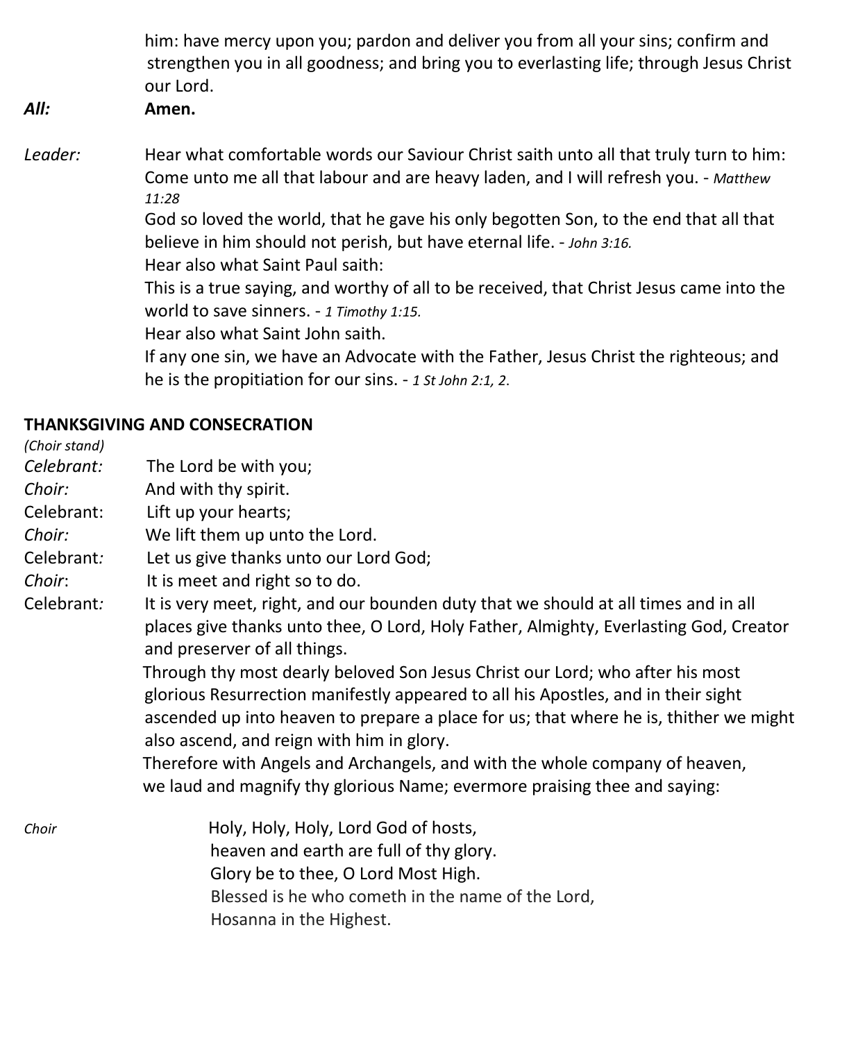him: have mercy upon you; pardon and deliver you from all your sins; confirm and strengthen you in all goodness; and bring you to everlasting life; through Jesus Christ our Lord.

*All:* **Amen.**

*Leader:* Hear what comfortable words our Saviour Christ saith unto all that truly turn to him:
Come unto me all that labour and are heavy laden, and I will refresh you. - *Matthew 11:28*
God so loved the world, that he gave his only begotten Son, to the end that all that believe in him should not perish, but have eternal life. - *John 3:16.*
Hear also what Saint Paul saith:
This is a true saying, and worthy of all to be received, that Christ Jesus came into the world to save sinners. - *1 Timothy 1:15.*
Hear also what Saint John saith.
If any one sin, we have an Advocate with the Father, Jesus Christ the righteous; and he is the propitiation for our sins. - *1 St John 2:1, 2.*

**THANKSGIVING AND CONSECRATION**

*(Choir stand)*

*Celebrant:* The Lord be with you;
*Choir:* And with thy spirit.
Celebrant: Lift up your hearts;
*Choir:* We lift them up unto the Lord.
Celebrant: Let us give thanks unto our Lord God;
*Choir*: It is meet and right so to do.
Celebrant: It is very meet, right, and our bounden duty that we should at all times and in all places give thanks unto thee, O Lord, Holy Father, Almighty, Everlasting God, Creator and preserver of all things.
Through thy most dearly beloved Son Jesus Christ our Lord; who after his most glorious Resurrection manifestly appeared to all his Apostles, and in their sight ascended up into heaven to prepare a place for us; that where he is, thither we might also ascend, and reign with him in glory.
Therefore with Angels and Archangels, and with the whole company of heaven, we laud and magnify thy glorious Name; evermore praising thee and saying:

*Choir*

Holy, Holy, Holy, Lord God of hosts,
heaven and earth are full of thy glory.
Glory be to thee, O Lord Most High.
Blessed is he who cometh in the name of the Lord,
Hosanna in the Highest.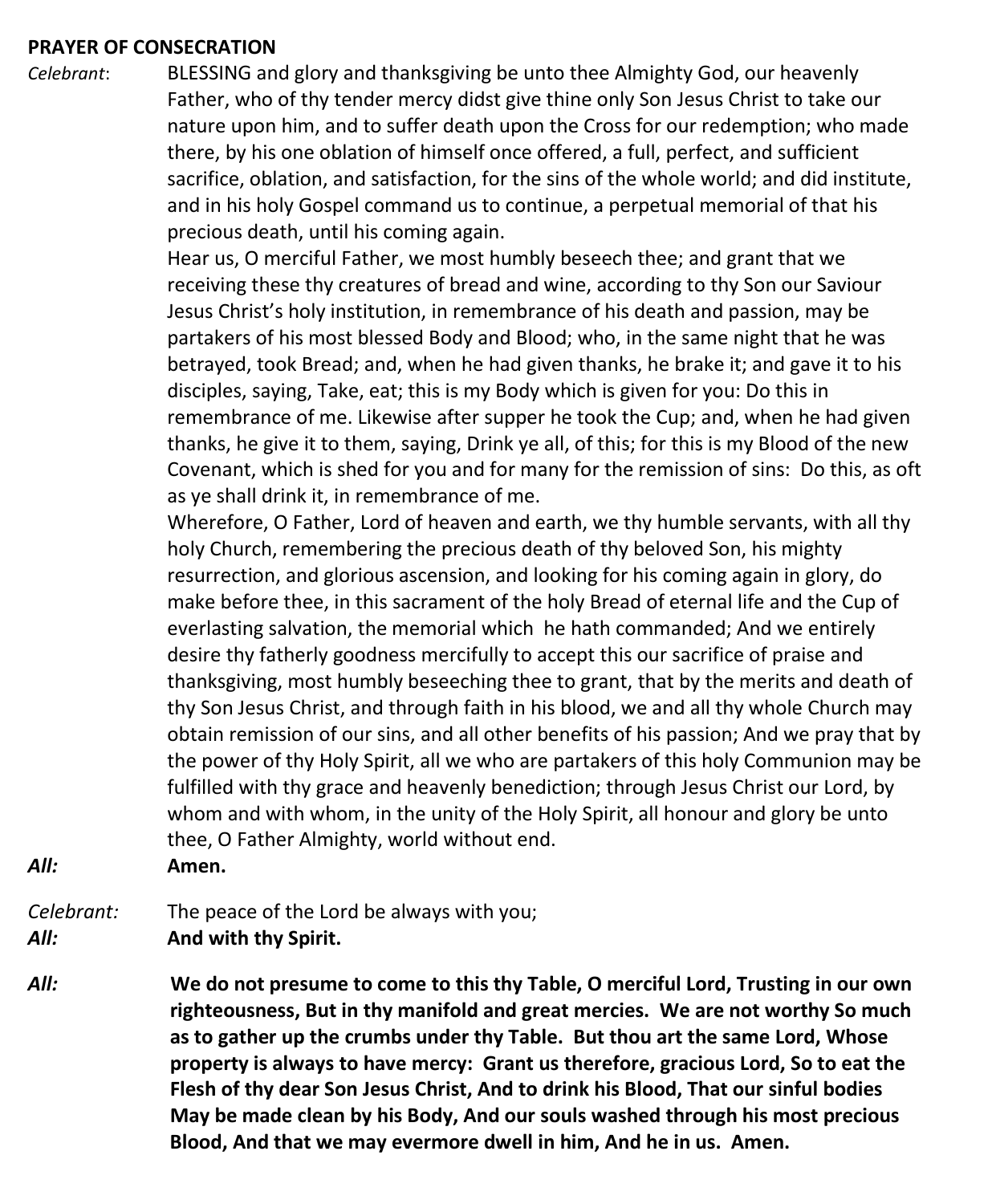**PRAYER OF CONSECRATION**

*Celebrant*: BLESSING and glory and thanksgiving be unto thee Almighty God, our heavenly Father, who of thy tender mercy didst give thine only Son Jesus Christ to take our nature upon him, and to suffer death upon the Cross for our redemption; who made there, by his one oblation of himself once offered, a full, perfect, and sufficient sacrifice, oblation, and satisfaction, for the sins of the whole world; and did institute, and in his holy Gospel command us to continue, a perpetual memorial of that his precious death, until his coming again.

Hear us, O merciful Father, we most humbly beseech thee; and grant that we receiving these thy creatures of bread and wine, according to thy Son our Saviour Jesus Christ's holy institution, in remembrance of his death and passion, may be partakers of his most blessed Body and Blood; who, in the same night that he was betrayed, took Bread; and, when he had given thanks, he brake it; and gave it to his disciples, saying, Take, eat; this is my Body which is given for you: Do this in remembrance of me. Likewise after supper he took the Cup; and, when he had given thanks, he give it to them, saying, Drink ye all, of this; for this is my Blood of the new Covenant, which is shed for you and for many for the remission of sins: Do this, as oft as ye shall drink it, in remembrance of me.

Wherefore, O Father, Lord of heaven and earth, we thy humble servants, with all thy holy Church, remembering the precious death of thy beloved Son, his mighty resurrection, and glorious ascension, and looking for his coming again in glory, do make before thee, in this sacrament of the holy Bread of eternal life and the Cup of everlasting salvation, the memorial which he hath commanded; And we entirely desire thy fatherly goodness mercifully to accept this our sacrifice of praise and thanksgiving, most humbly beseeching thee to grant, that by the merits and death of thy Son Jesus Christ, and through faith in his blood, we and all thy whole Church may obtain remission of our sins, and all other benefits of his passion; And we pray that by the power of thy Holy Spirit, all we who are partakers of this holy Communion may be fulfilled with thy grace and heavenly benediction; through Jesus Christ our Lord, by whom and with whom, in the unity of the Holy Spirit, all honour and glory be unto thee, O Father Almighty, world without end.

***All:*** **Amen.**

*Celebrant:* The peace of the Lord be always with you;

***All:*** **And with thy Spirit.**

***All:*** **We do not presume to come to this thy Table, O merciful Lord, Trusting in our own righteousness, But in thy manifold and great mercies. We are not worthy So much as to gather up the crumbs under thy Table. But thou art the same Lord, Whose property is always to have mercy: Grant us therefore, gracious Lord, So to eat the Flesh of thy dear Son Jesus Christ, And to drink his Blood, That our sinful bodies May be made clean by his Body, And our souls washed through his most precious Blood, And that we may evermore dwell in him, And he in us. Amen.**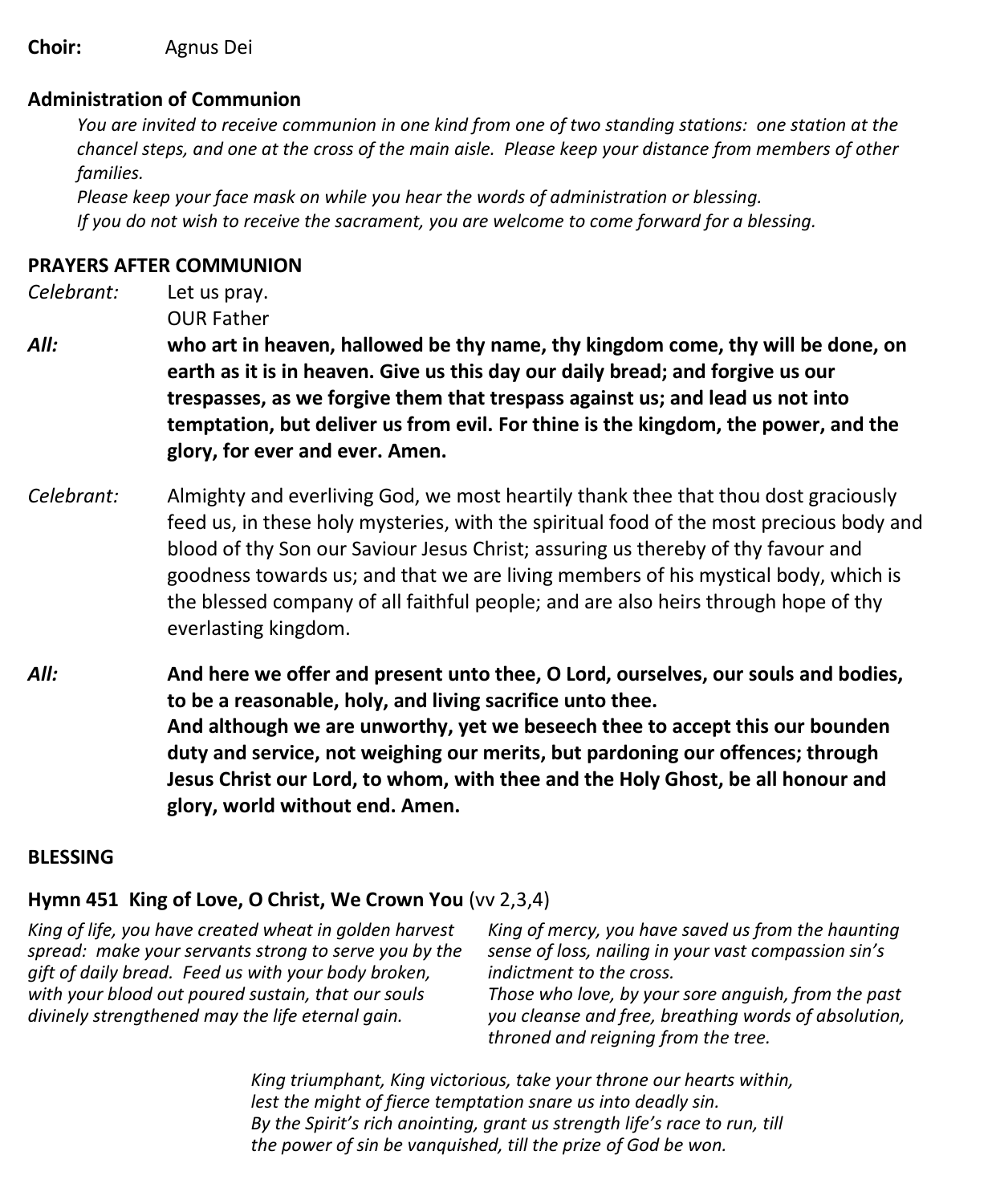**Choir:** Agnus Dei

**Administration of Communion**

*You are invited to receive communion in one kind from one of two standing stations: one station at the chancel steps, and one at the cross of the main aisle. Please keep your distance from members of other families.*

*Please keep your face mask on while you hear the words of administration or blessing.*

*If you do not wish to receive the sacrament, you are welcome to come forward for a blessing.*

**PRAYERS AFTER COMMUNION**

*Celebrant:* Let us pray.
OUR Father

***All:*** **who art in heaven, hallowed be thy name, thy kingdom come, thy will be done, on earth as it is in heaven. Give us this day our daily bread; and forgive us our trespasses, as we forgive them that trespass against us; and lead us not into temptation, but deliver us from evil. For thine is the kingdom, the power, and the glory, for ever and ever. Amen.**

*Celebrant:* Almighty and everliving God, we most heartily thank thee that thou dost graciously feed us, in these holy mysteries, with the spiritual food of the most precious body and blood of thy Son our Saviour Jesus Christ; assuring us thereby of thy favour and goodness towards us; and that we are living members of his mystical body, which is the blessed company of all faithful people; and are also heirs through hope of thy everlasting kingdom.

***All:*** **And here we offer and present unto thee, O Lord, ourselves, our souls and bodies, to be a reasonable, holy, and living sacrifice unto thee.**
**And although we are unworthy, yet we beseech thee to accept this our bounden duty and service, not weighing our merits, but pardoning our offences; through Jesus Christ our Lord, to whom, with thee and the Holy Ghost, be all honour and glory, world without end. Amen.**

**BLESSING**

**Hymn 451 King of Love, O Christ, We Crown You** (vv 2,3,4)

*King of life, you have created wheat in golden harvest spread: make your servants strong to serve you by the gift of daily bread. Feed us with your body broken, with your blood out poured sustain, that our souls divinely strengthened may the life eternal gain.*

*King of mercy, you have saved us from the haunting sense of loss, nailing in your vast compassion sin's indictment to the cross.*
*Those who love, by your sore anguish, from the past you cleanse and free, breathing words of absolution, throned and reigning from the tree.*

*King triumphant, King victorious, take your throne our hearts within,*
*lest the might of fierce temptation snare us into deadly sin.*
*By the Spirit's rich anointing, grant us strength life's race to run, till the power of sin be vanquished, till the prize of God be won.*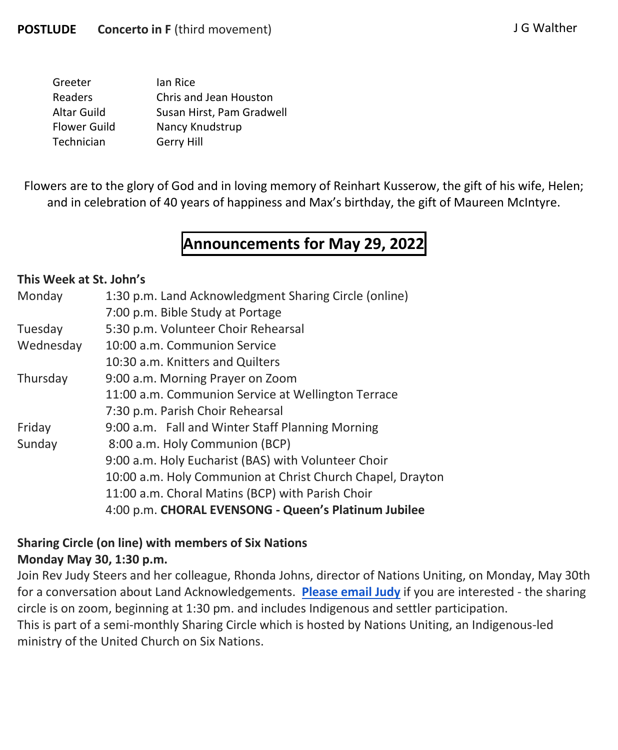**POSTLUDE** **Concerto in F** (third movement) J G Walther

| | |
|---|---|
| Greeter | Ian Rice |
| Readers | Chris and Jean Houston |
| Altar Guild | Susan Hirst, Pam Gradwell |
| Flower Guild | Nancy Knudstrup |
| Technician | Gerry Hill |

Flowers are to the glory of God and in loving memory of Reinhart Kusserow, the gift of his wife, Helen; and in celebration of 40 years of happiness and Max's birthday, the gift of Maureen McIntyre.

# Announcements for May 29, 2022

**This Week at St. John's**

| | |
|---|---|
| Monday | 1:30 p.m. Land Acknowledgment Sharing Circle (online) |
| | 7:00 p.m. Bible Study at Portage |
| Tuesday | 5:30 p.m. Volunteer Choir Rehearsal |
| Wednesday | 10:00 a.m. Communion Service |
| | 10:30 a.m. Knitters and Quilters |
| Thursday | 9:00 a.m. Morning Prayer on Zoom |
| | 11:00 a.m. Communion Service at Wellington Terrace |
| | 7:30 p.m. Parish Choir Rehearsal |
| Friday | 9:00 a.m. Fall and Winter Staff Planning Morning |
| Sunday | 8:00 a.m. Holy Communion (BCP) |
| | 9:00 a.m. Holy Eucharist (BAS) with Volunteer Choir |
| | 10:00 a.m. Holy Communion at Christ Church Chapel, Drayton |
| | 11:00 a.m. Choral Matins (BCP) with Parish Choir |
| | 4:00 p.m. **CHORAL EVENSONG - Queen's Platinum Jubilee** |

**Sharing Circle (on line) with members of Six Nations**
**Monday May 30, 1:30 p.m.**
Join Rev Judy Steers and her colleague, Rhonda Johns, director of Nations Uniting, on Monday, May 30th for a conversation about Land Acknowledgements. **Please email Judy** if you are interested - the sharing circle is on zoom, beginning at 1:30 pm. and includes Indigenous and settler participation.
This is part of a semi-monthly Sharing Circle which is hosted by Nations Uniting, an Indigenous-led ministry of the United Church on Six Nations.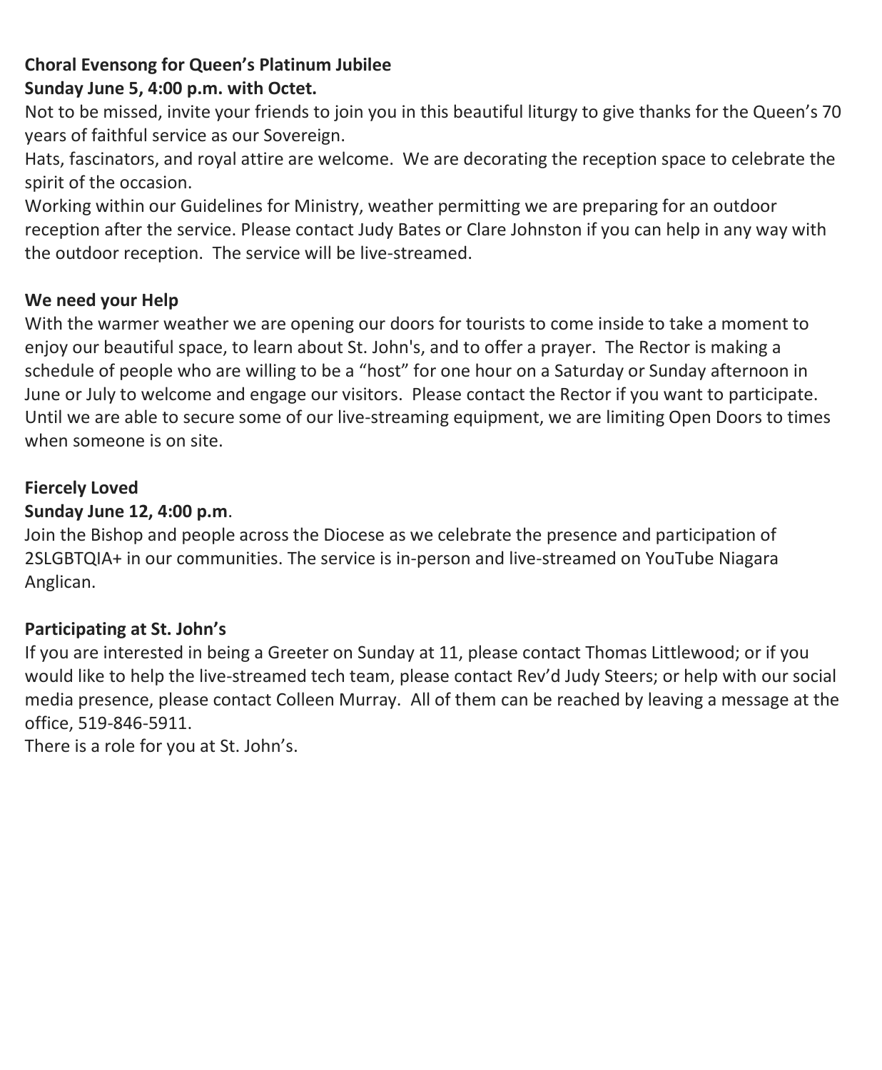**Choral Evensong for Queen's Platinum Jubilee**
**Sunday June 5, 4:00 p.m. with Octet.**

Not to be missed, invite your friends to join you in this beautiful liturgy to give thanks for the Queen's 70 years of faithful service as our Sovereign.

Hats, fascinators, and royal attire are welcome. We are decorating the reception space to celebrate the spirit of the occasion.

Working within our Guidelines for Ministry, weather permitting we are preparing for an outdoor reception after the service. Please contact Judy Bates or Clare Johnston if you can help in any way with the outdoor reception. The service will be live-streamed.

**We need your Help**

With the warmer weather we are opening our doors for tourists to come inside to take a moment to enjoy our beautiful space, to learn about St. John's, and to offer a prayer. The Rector is making a schedule of people who are willing to be a "host" for one hour on a Saturday or Sunday afternoon in June or July to welcome and engage our visitors. Please contact the Rector if you want to participate. Until we are able to secure some of our live-streaming equipment, we are limiting Open Doors to times when someone is on site.

**Fiercely Loved**
**Sunday June 12, 4:00 p.m**.

Join the Bishop and people across the Diocese as we celebrate the presence and participation of 2SLGBTQIA+ in our communities. The service is in-person and live-streamed on YouTube Niagara Anglican.

**Participating at St. John's**

If you are interested in being a Greeter on Sunday at 11, please contact Thomas Littlewood; or if you would like to help the live-streamed tech team, please contact Rev'd Judy Steers; or help with our social media presence, please contact Colleen Murray. All of them can be reached by leaving a message at the office, 519-846-5911.

There is a role for you at St. John's.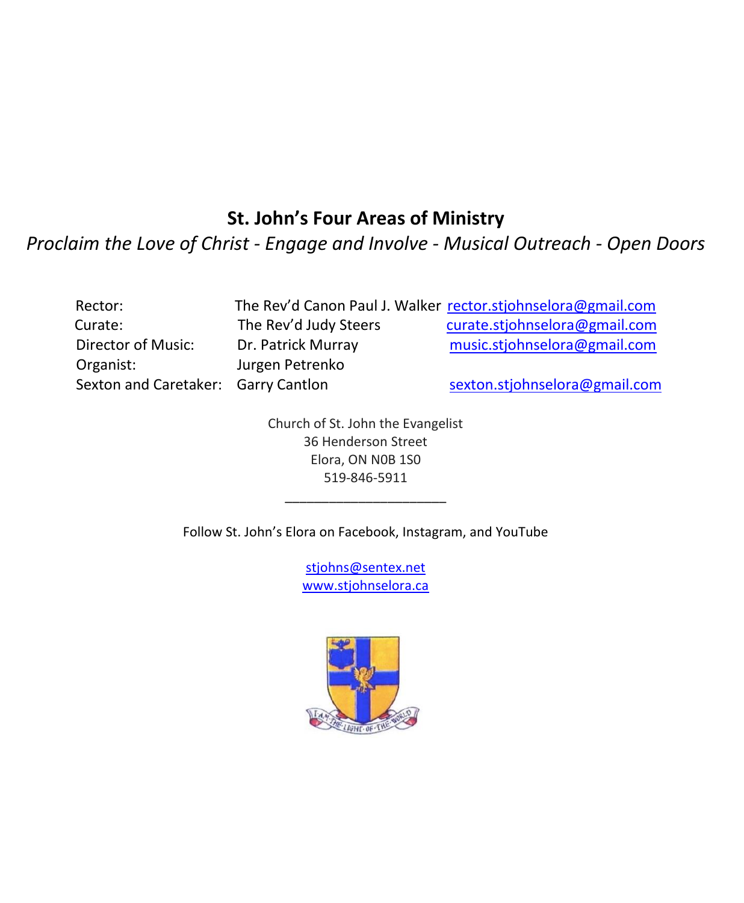## St. John's Four Areas of Ministry

*Proclaim the Love of Christ - Engage and Involve - Musical Outreach - Open Doors*

| | | |
|---|---|---|
| Rector: | The Rev'd Canon Paul J. Walker | rector.stjohnselora@gmail.com |
| Curate: | The Rev'd Judy Steers | curate.stjohnselora@gmail.com |
| Director of Music: | Dr. Patrick Murray | music.stjohnselora@gmail.com |
| Organist: | Jurgen Petrenko | |
| Sexton and Caretaker: | Garry Cantlon | sexton.stjohnselora@gmail.com |

Church of St. John the Evangelist
36 Henderson Street
Elora, ON N0B 1S0
519-846-5911

---

Follow St. John's Elora on Facebook, Instagram, and YouTube

stjohns@sentex.net
www.stjohnselora.ca